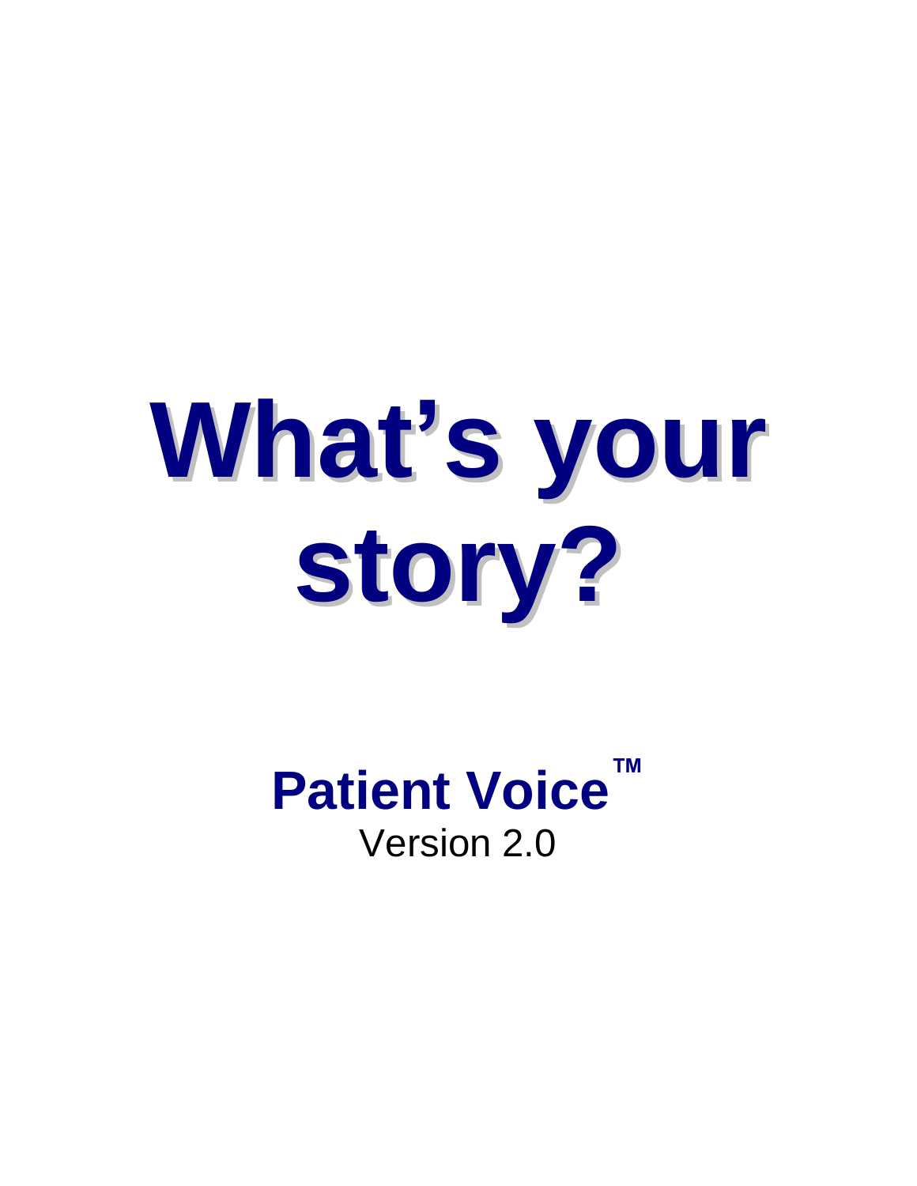# What's your story?

## Patient Voice™

Version 2.0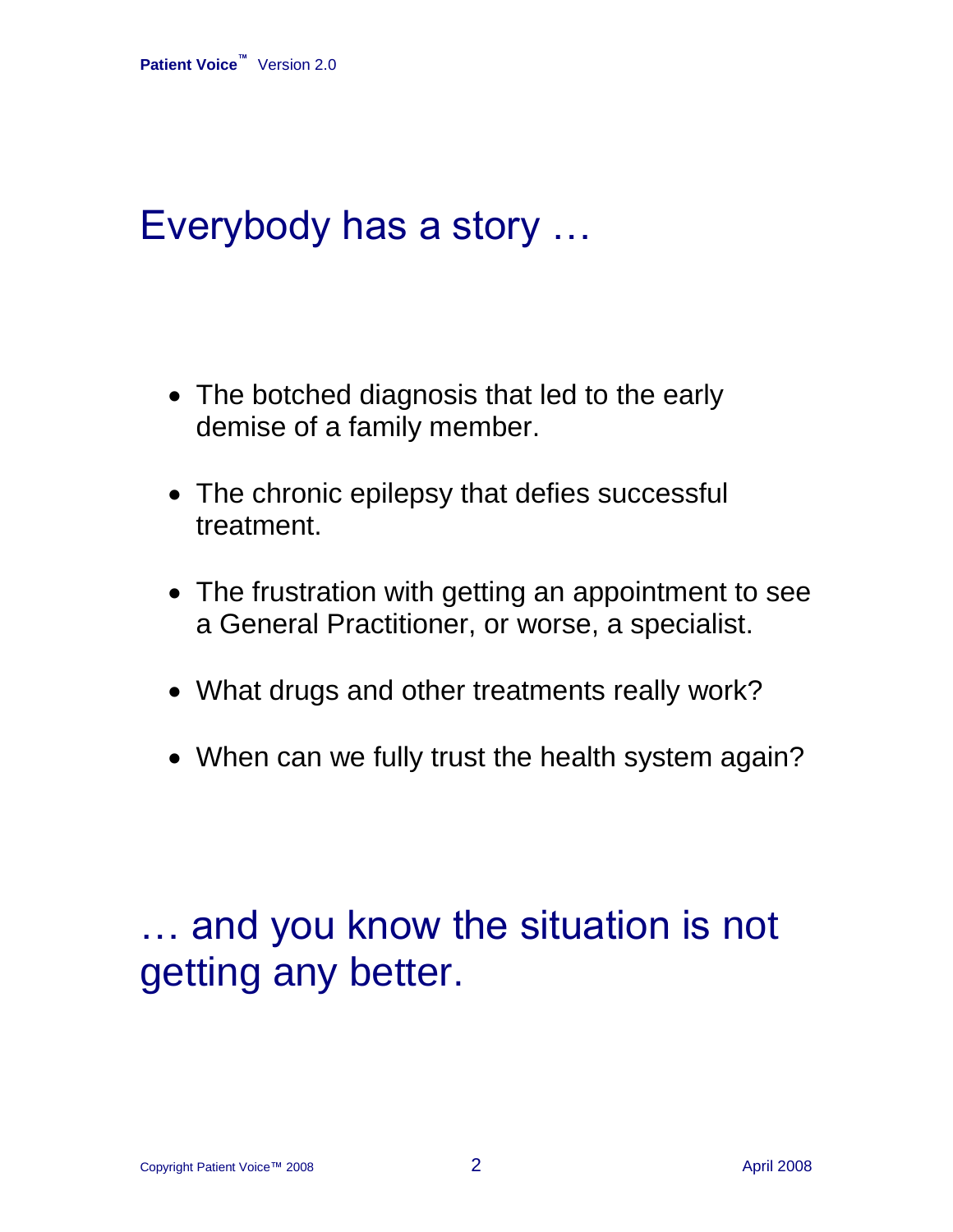# Everybody has a story …

- The botched diagnosis that led to the early demise of a family member.
- The chronic epilepsy that defies successful treatment.
- The frustration with getting an appointment to see a General Practitioner, or worse, a specialist.
- What drugs and other treatments really work?
- When can we fully trust the health system again?

# … and you know the situation is not getting any better.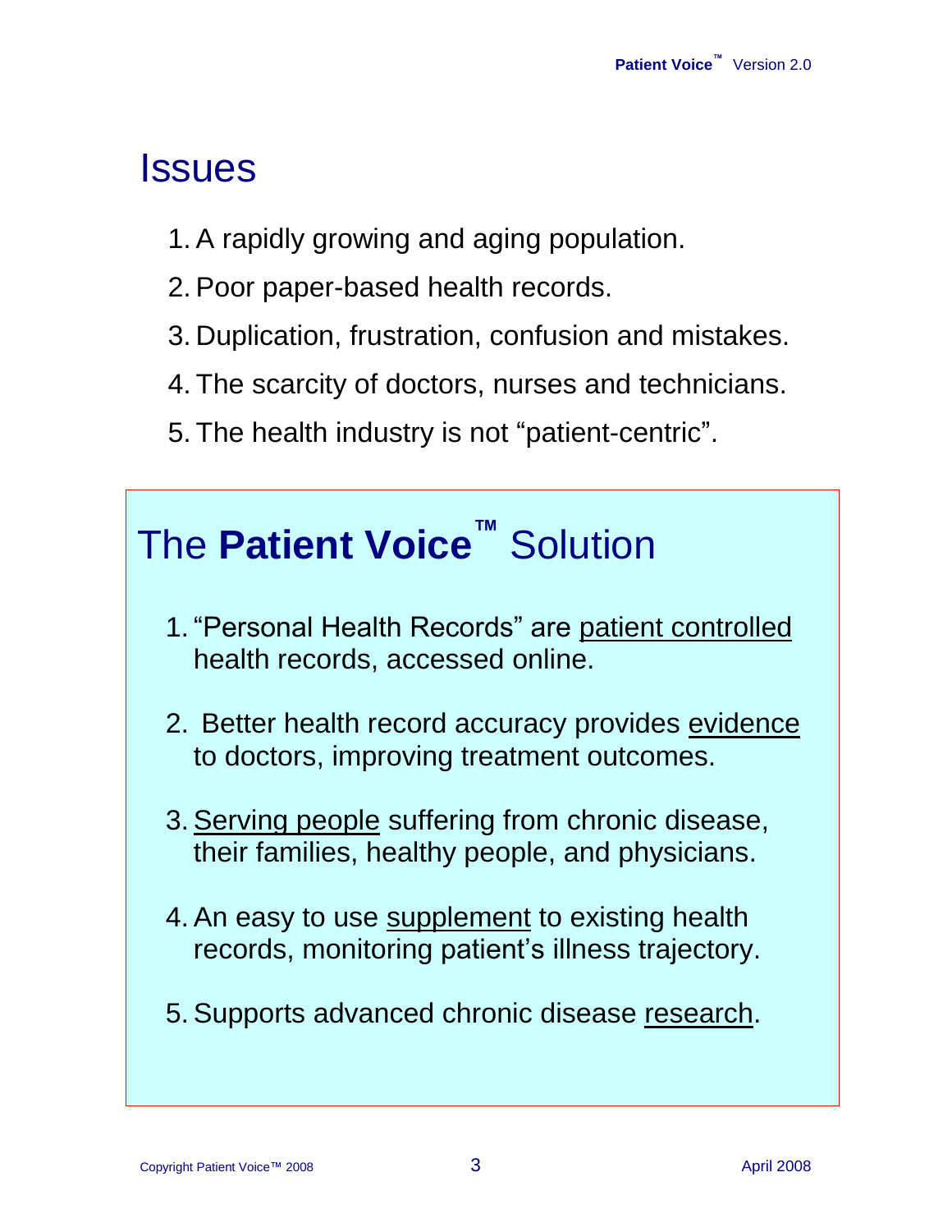# Issues

1. A rapidly growing and aging population.
2. Poor paper-based health records.
3. Duplication, frustration, confusion and mistakes.
4. The scarcity of doctors, nurses and technicians.
5. The health industry is not “patient-centric”.

# The **Patient Voice™** Solution

1. “Personal Health Records” are <u>patient controlled</u> health records, accessed online.
2. Better health record accuracy provides <u>evidence</u> to doctors, improving treatment outcomes.
3. <u>Serving people</u> suffering from chronic disease, their families, healthy people, and physicians.
4. An easy to use <u>supplement</u> to existing health records, monitoring patient’s illness trajectory.
5. Supports advanced chronic disease <u>research</u>.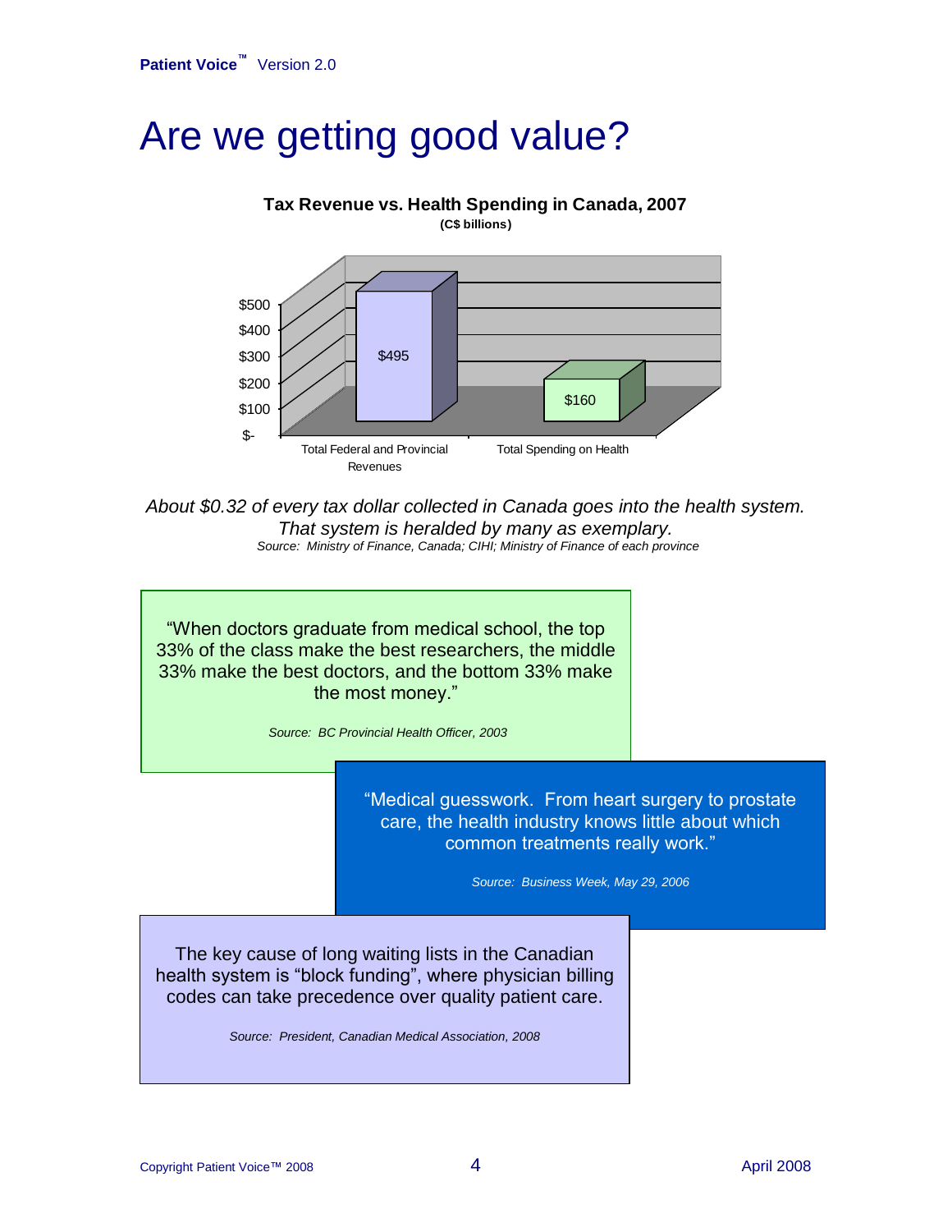# Are we getting good value?

**Tax Revenue vs. Health Spending in Canada, 2007**
**(C$ billions)**

| | Total Federal and Provincial Revenues | Total Spending on Health |
|---|---|---|
| C$ billions | $495 | $160 |

*About $0.32 of every tax dollar collected in Canada goes into the health system. That system is heralded by many as exemplary.*

*Source: Ministry of Finance, Canada; CIHI; Ministry of Finance of each province*

"When doctors graduate from medical school, the top 33% of the class make the best researchers, the middle 33% make the best doctors, and the bottom 33% make the most money."

*Source: BC Provincial Health Officer, 2003*

"Medical guesswork. From heart surgery to prostate care, the health industry knows little about which common treatments really work."

*Source: Business Week, May 29, 2006*

The key cause of long waiting lists in the Canadian health system is "block funding", where physician billing codes can take precedence over quality patient care.

*Source: President, Canadian Medical Association, 2008*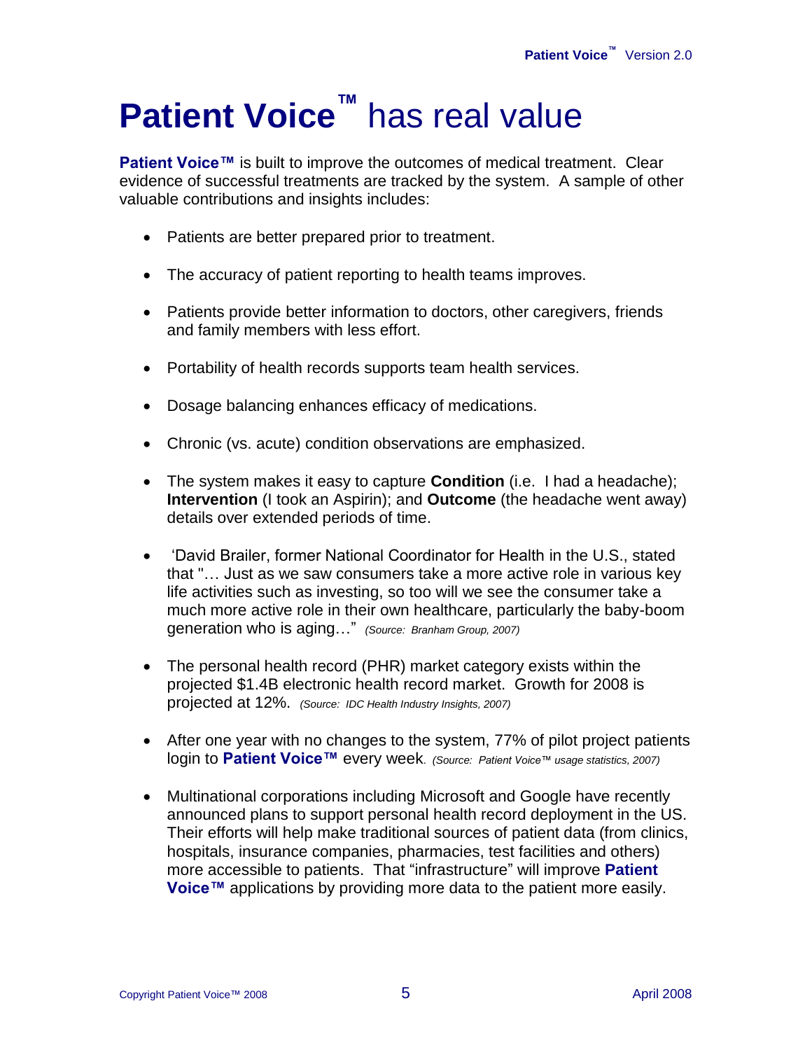# **Patient Voice™** has real value

**Patient Voice™** is built to improve the outcomes of medical treatment. Clear evidence of successful treatments are tracked by the system. A sample of other valuable contributions and insights includes:

- Patients are better prepared prior to treatment.
- The accuracy of patient reporting to health teams improves.
- Patients provide better information to doctors, other caregivers, friends and family members with less effort.
- Portability of health records supports team health services.
- Dosage balancing enhances efficacy of medications.
- Chronic (vs. acute) condition observations are emphasized.
- The system makes it easy to capture **Condition** (i.e. I had a headache); **Intervention** (I took an Aspirin); and **Outcome** (the headache went away) details over extended periods of time.
- 'David Brailer, former National Coordinator for Health in the U.S., stated that "… Just as we saw consumers take a more active role in various key life activities such as investing, so too will we see the consumer take a much more active role in their own healthcare, particularly the baby-boom generation who is aging…" *(Source: Branham Group, 2007)*
- The personal health record (PHR) market category exists within the projected $1.4B electronic health record market. Growth for 2008 is projected at 12%. *(Source: IDC Health Industry Insights, 2007)*
- After one year with no changes to the system, 77% of pilot project patients login to **Patient Voice™** every week. *(Source: Patient Voice™ usage statistics, 2007)*
- Multinational corporations including Microsoft and Google have recently announced plans to support personal health record deployment in the US. Their efforts will help make traditional sources of patient data (from clinics, hospitals, insurance companies, pharmacies, test facilities and others) more accessible to patients. That "infrastructure" will improve **Patient Voice™** applications by providing more data to the patient more easily.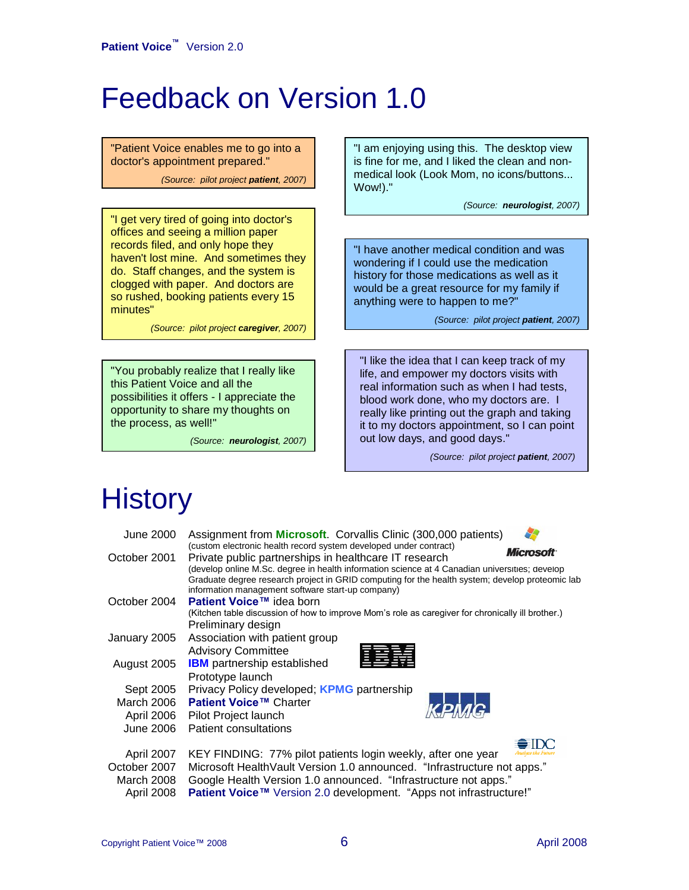# Feedback on Version 1.0

"Patient Voice enables me to go into a doctor's appointment prepared."

*(Source: pilot project **patient**, 2007)*

"I get very tired of going into doctor's offices and seeing a million paper records filed, and only hope they haven't lost mine. And sometimes they do. Staff changes, and the system is clogged with paper. And doctors are so rushed, booking patients every 15 minutes"

*(Source: pilot project **caregiver**, 2007)*

"You probably realize that I really like this Patient Voice and all the possibilities it offers - I appreciate the opportunity to share my thoughts on the process, as well!"

*(Source: **neurologist**, 2007)*

"I am enjoying using this. The desktop view is fine for me, and I liked the clean and non-medical look (Look Mom, no icons/buttons... Wow!)."

*(Source: **neurologist**, 2007)*

"I have another medical condition and was wondering if I could use the medication history for those medications as well as it would be a great resource for my family if anything were to happen to me?"

*(Source: pilot project **patient**, 2007)*

"I like the idea that I can keep track of my life, and empower my doctors visits with real information such as when I had tests, blood work done, who my doctors are. I really like printing out the graph and taking it to my doctors appointment, so I can point out low days, and good days."

*(Source: pilot project **patient**, 2007)*

# History

| | |
|---|---|
| June 2000 | Assignment from **Microsoft**. Corvallis Clinic (300,000 patients) (custom electronic health record system developed under contract) |
| October 2001 | Private public partnerships in healthcare IT research (develop online M.Sc. degree in health information science at 4 Canadian universities; develop Graduate degree research project in GRID computing for the health system; develop proteomic lab information management software start-up company) |
| October 2004 | **Patient Voice™** idea born (Kitchen table discussion of how to improve Mom's role as caregiver for chronically ill brother.) Preliminary design |
| January 2005 | Association with patient group Advisory Committee |
| August 2005 | **IBM** partnership established Prototype launch |
| Sept 2005 | Privacy Policy developed; **KPMG** partnership |
| March 2006 | **Patient Voice™** Charter |
| April 2006 | Pilot Project launch |
| June 2006 | Patient consultations |
| April 2007 | KEY FINDING: 77% pilot patients login weekly, after one year |
| October 2007 | Microsoft HealthVault Version 1.0 announced. "Infrastructure not apps." |
| March 2008 | Google Health Version 1.0 announced. "Infrastructure not apps." |
| April 2008 | **Patient Voice™** Version 2.0 development. "Apps not infrastructure!" |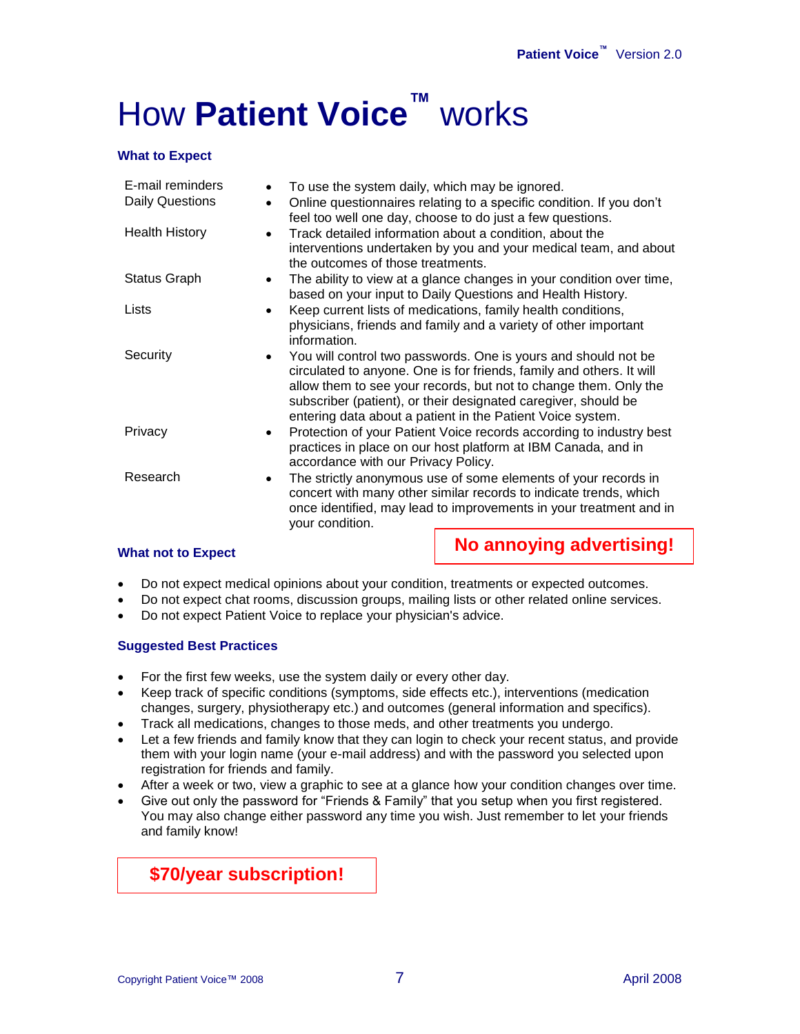# How **Patient Voice**™ works

### What to Expect

| | |
|---|---|
| E-mail reminders | • To use the system daily, which may be ignored. |
| Daily Questions | • Online questionnaires relating to a specific condition. If you don't feel too well one day, choose to do just a few questions. |
| Health History | • Track detailed information about a condition, about the interventions undertaken by you and your medical team, and about the outcomes of those treatments. |
| Status Graph | • The ability to view at a glance changes in your condition over time, based on your input to Daily Questions and Health History. |
| Lists | • Keep current lists of medications, family health conditions, physicians, friends and family and a variety of other important information. |
| Security | • You will control two passwords. One is yours and should not be circulated to anyone. One is for friends, family and others. It will allow them to see your records, but not to change them. Only the subscriber (patient), or their designated caregiver, should be entering data about a patient in the Patient Voice system. |
| Privacy | • Protection of your Patient Voice records according to industry best practices in place on our host platform at IBM Canada, and in accordance with our Privacy Policy. |
| Research | • The strictly anonymous use of some elements of your records in concert with many other similar records to indicate trends, which once identified, may lead to improvements in your treatment and in your condition. |

**No annoying advertising!**

### What not to Expect

- Do not expect medical opinions about your condition, treatments or expected outcomes.
- Do not expect chat rooms, discussion groups, mailing lists or other related online services.
- Do not expect Patient Voice to replace your physician's advice.

### Suggested Best Practices

- For the first few weeks, use the system daily or every other day.
- Keep track of specific conditions (symptoms, side effects etc.), interventions (medication changes, surgery, physiotherapy etc.) and outcomes (general information and specifics).
- Track all medications, changes to those meds, and other treatments you undergo.
- Let a few friends and family know that they can login to check your recent status, and provide them with your login name (your e-mail address) and with the password you selected upon registration for friends and family.
- After a week or two, view a graphic to see at a glance how your condition changes over time.
- Give out only the password for "Friends & Family" that you setup when you first registered. You may also change either password any time you wish. Just remember to let your friends and family know!

**$70/year subscription!**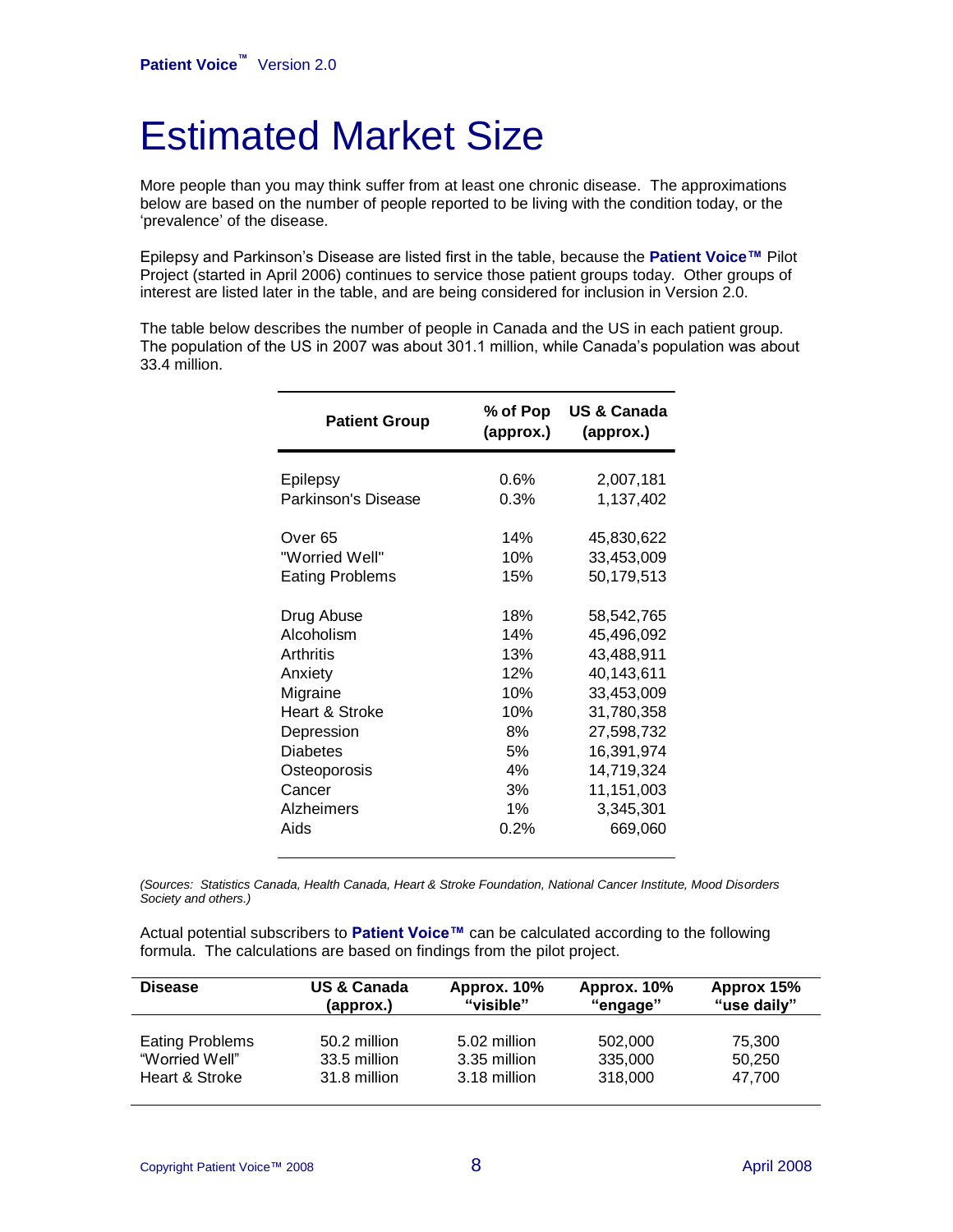# Estimated Market Size

More people than you may think suffer from at least one chronic disease. The approximations below are based on the number of people reported to be living with the condition today, or the 'prevalence' of the disease.

Epilepsy and Parkinson's Disease are listed first in the table, because the **Patient Voice™** Pilot Project (started in April 2006) continues to service those patient groups today. Other groups of interest are listed later in the table, and are being considered for inclusion in Version 2.0.

The table below describes the number of people in Canada and the US in each patient group. The population of the US in 2007 was about 301.1 million, while Canada's population was about 33.4 million.

| Patient Group | % of Pop (approx.) | US & Canada (approx.) |
|---|---|---|
| Epilepsy | 0.6% | 2,007,181 |
| Parkinson's Disease | 0.3% | 1,137,402 |
| Over 65 | 14% | 45,830,622 |
| "Worried Well" | 10% | 33,453,009 |
| Eating Problems | 15% | 50,179,513 |
| Drug Abuse | 18% | 58,542,765 |
| Alcoholism | 14% | 45,496,092 |
| Arthritis | 13% | 43,488,911 |
| Anxiety | 12% | 40,143,611 |
| Migraine | 10% | 33,453,009 |
| Heart & Stroke | 10% | 31,780,358 |
| Depression | 8% | 27,598,732 |
| Diabetes | 5% | 16,391,974 |
| Osteoporosis | 4% | 14,719,324 |
| Cancer | 3% | 11,151,003 |
| Alzheimers | 1% | 3,345,301 |
| Aids | 0.2% | 669,060 |

*(Sources: Statistics Canada, Health Canada, Heart & Stroke Foundation, National Cancer Institute, Mood Disorders Society and others.)*

Actual potential subscribers to **Patient Voice™** can be calculated according to the following formula. The calculations are based on findings from the pilot project.

| Disease | US & Canada (approx.) | Approx. 10% "visible" | Approx. 10% "engage" | Approx 15% "use daily" |
|---|---|---|---|---|
| Eating Problems | 50.2 million | 5.02 million | 502,000 | 75,300 |
| "Worried Well" | 33.5 million | 3.35 million | 335,000 | 50,250 |
| Heart & Stroke | 31.8 million | 3.18 million | 318,000 | 47,700 |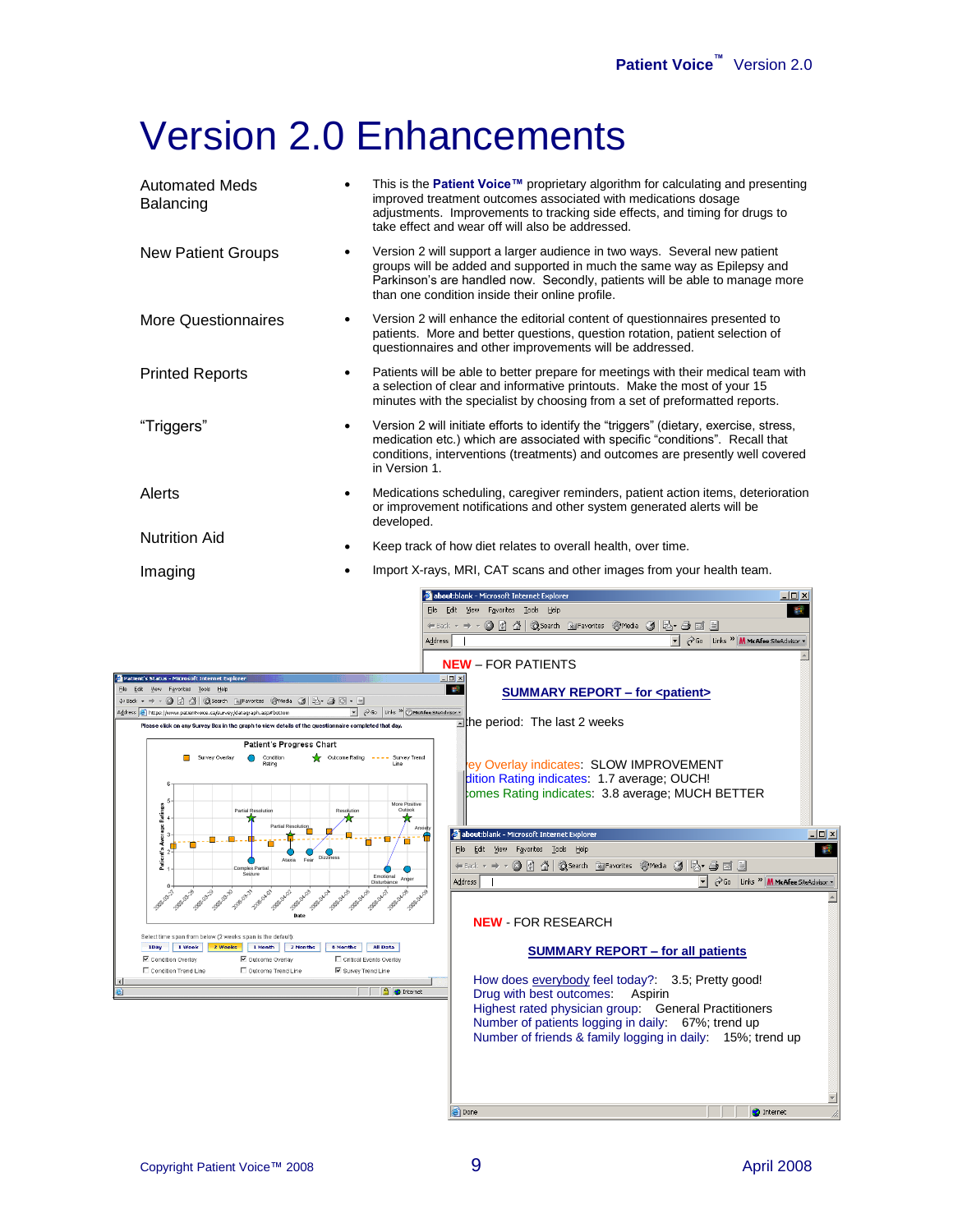# Version 2.0 Enhancements

| | |
|---|---|
| Automated Meds Balancing | • This is the **Patient Voice™** proprietary algorithm for calculating and presenting improved treatment outcomes associated with medications dosage adjustments. Improvements to tracking side effects, and timing for drugs to take effect and wear off will also be addressed. |
| New Patient Groups | • Version 2 will support a larger audience in two ways. Several new patient groups will be added and supported in much the same way as Epilepsy and Parkinson's are handled now. Secondly, patients will be able to manage more than one condition inside their online profile. |
| More Questionnaires | • Version 2 will enhance the editorial content of questionnaires presented to patients. More and better questions, question rotation, patient selection of questionnaires and other improvements will be addressed. |
| Printed Reports | • Patients will be able to better prepare for meetings with their medical team with a selection of clear and informative printouts. Make the most of your 15 minutes with the specialist by choosing from a set of preformatted reports. |
| "Triggers" | • Version 2 will initiate efforts to identify the "triggers" (dietary, exercise, stress, medication etc.) which are associated with specific "conditions". Recall that conditions, interventions (treatments) and outcomes are presently well covered in Version 1. |
| Alerts | • Medications scheduling, caregiver reminders, patient action items, deterioration or improvement notifications and other system generated alerts will be developed. |
| Nutrition Aid | • Keep track of how diet relates to overall health, over time. |
| Imaging | • Import X-rays, MRI, CAT scans and other images from your health team. |

**NEW** – FOR PATIENTS

**SUMMARY REPORT – for <patient>**

the period: The last 2 weeks

ey Overlay indicates: SLOW IMPROVEMENT
dition Rating indicates: 1.7 average; OUCH!
comes Rating indicates: 3.8 average; MUCH BETTER

Please click on any Survey Box in the graph to view details of the questionnaire completed that day.

Patient's Progress Chart

**NEW** - FOR RESEARCH

**SUMMARY REPORT – for all patients**

How does everybody feel today?: 3.5; Pretty good!
Drug with best outcomes: Aspirin
Highest rated physician group: General Practitioners
Number of patients logging in daily: 67%; trend up
Number of friends & family logging in daily: 15%; trend up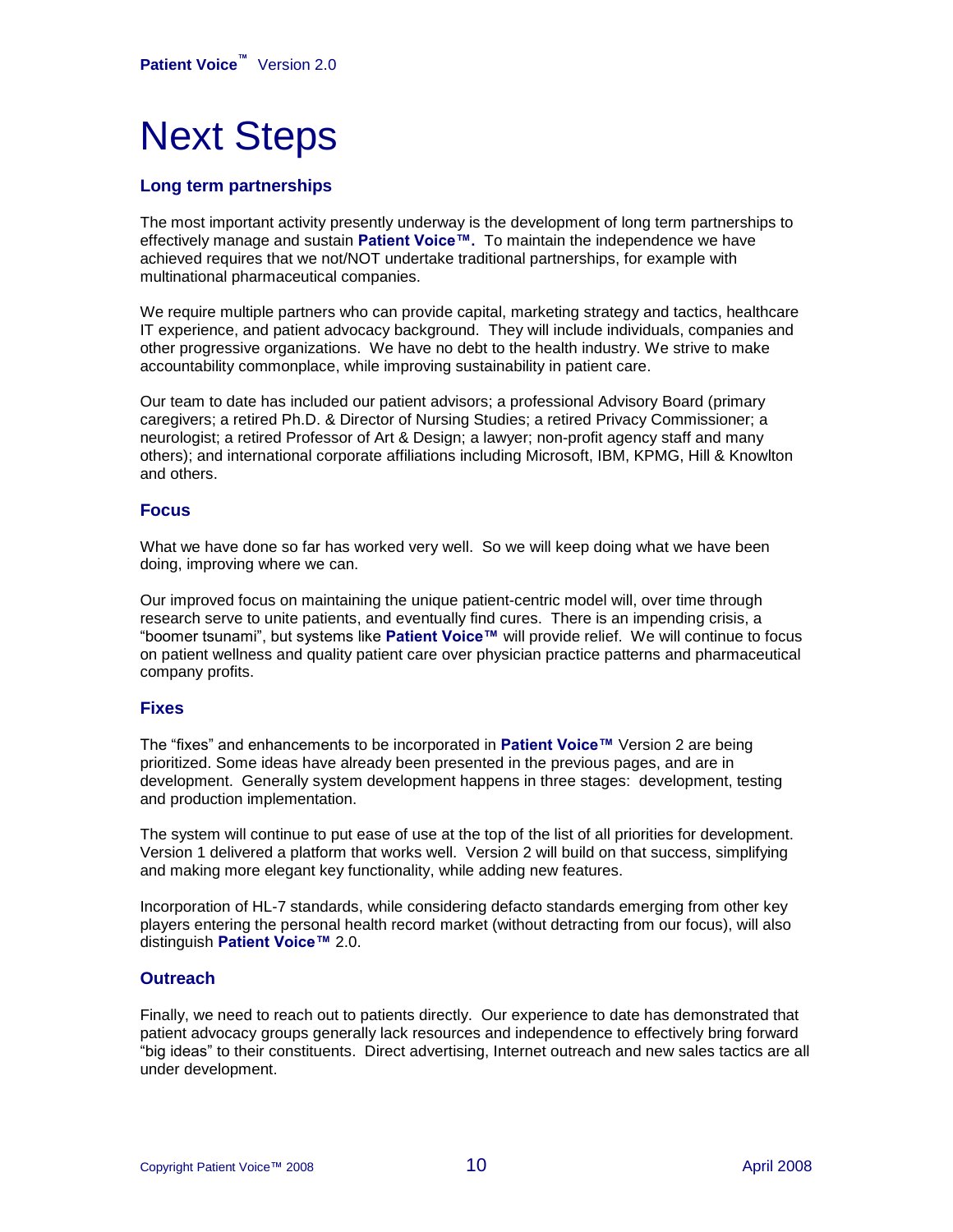# Next Steps

### Long term partnerships

The most important activity presently underway is the development of long term partnerships to effectively manage and sustain **Patient Voice™.** To maintain the independence we have achieved requires that we not/NOT undertake traditional partnerships, for example with multinational pharmaceutical companies.

We require multiple partners who can provide capital, marketing strategy and tactics, healthcare IT experience, and patient advocacy background. They will include individuals, companies and other progressive organizations. We have no debt to the health industry. We strive to make accountability commonplace, while improving sustainability in patient care.

Our team to date has included our patient advisors; a professional Advisory Board (primary caregivers; a retired Ph.D. & Director of Nursing Studies; a retired Privacy Commissioner; a neurologist; a retired Professor of Art & Design; a lawyer; non-profit agency staff and many others); and international corporate affiliations including Microsoft, IBM, KPMG, Hill & Knowlton and others.

### Focus

What we have done so far has worked very well. So we will keep doing what we have been doing, improving where we can.

Our improved focus on maintaining the unique patient-centric model will, over time through research serve to unite patients, and eventually find cures. There is an impending crisis, a "boomer tsunami", but systems like **Patient Voice™** will provide relief. We will continue to focus on patient wellness and quality patient care over physician practice patterns and pharmaceutical company profits.

### Fixes

The "fixes" and enhancements to be incorporated in **Patient Voice™** Version 2 are being prioritized. Some ideas have already been presented in the previous pages, and are in development. Generally system development happens in three stages: development, testing and production implementation.

The system will continue to put ease of use at the top of the list of all priorities for development. Version 1 delivered a platform that works well. Version 2 will build on that success, simplifying and making more elegant key functionality, while adding new features.

Incorporation of HL-7 standards, while considering defacto standards emerging from other key players entering the personal health record market (without detracting from our focus), will also distinguish **Patient Voice™** 2.0.

### Outreach

Finally, we need to reach out to patients directly. Our experience to date has demonstrated that patient advocacy groups generally lack resources and independence to effectively bring forward "big ideas" to their constituents. Direct advertising, Internet outreach and new sales tactics are all under development.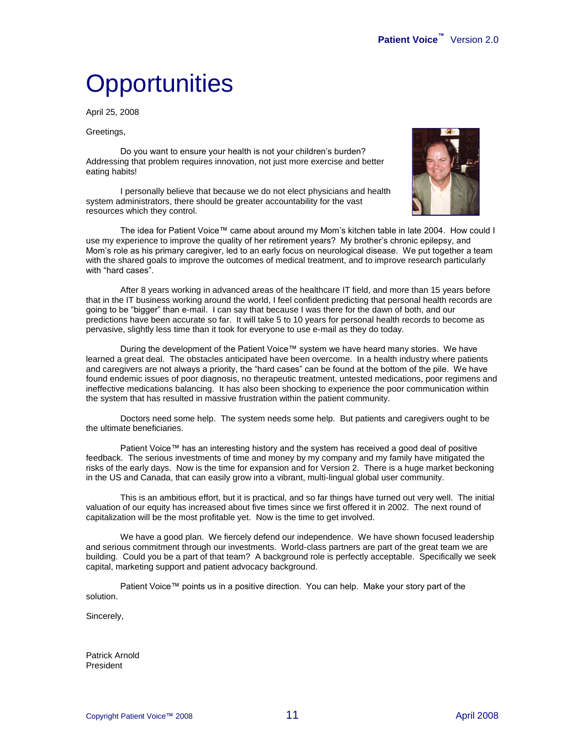# Opportunities

April 25, 2008

Greetings,

Do you want to ensure your health is not your children's burden? Addressing that problem requires innovation, not just more exercise and better eating habits!

I personally believe that because we do not elect physicians and health system administrators, there should be greater accountability for the vast resources which they control.

The idea for Patient Voice™ came about around my Mom's kitchen table in late 2004. How could I use my experience to improve the quality of her retirement years? My brother's chronic epilepsy, and Mom's role as his primary caregiver, led to an early focus on neurological disease. We put together a team with the shared goals to improve the outcomes of medical treatment, and to improve research particularly with "hard cases".

After 8 years working in advanced areas of the healthcare IT field, and more than 15 years before that in the IT business working around the world, I feel confident predicting that personal health records are going to be "bigger" than e-mail. I can say that because I was there for the dawn of both, and our predictions have been accurate so far. It will take 5 to 10 years for personal health records to become as pervasive, slightly less time than it took for everyone to use e-mail as they do today.

During the development of the Patient Voice™ system we have heard many stories. We have learned a great deal. The obstacles anticipated have been overcome. In a health industry where patients and caregivers are not always a priority, the "hard cases" can be found at the bottom of the pile. We have found endemic issues of poor diagnosis, no therapeutic treatment, untested medications, poor regimens and ineffective medications balancing. It has also been shocking to experience the poor communication within the system that has resulted in massive frustration within the patient community.

Doctors need some help. The system needs some help. But patients and caregivers ought to be the ultimate beneficiaries.

Patient Voice™ has an interesting history and the system has received a good deal of positive feedback. The serious investments of time and money by my company and my family have mitigated the risks of the early days. Now is the time for expansion and for Version 2. There is a huge market beckoning in the US and Canada, that can easily grow into a vibrant, multi-lingual global user community.

This is an ambitious effort, but it is practical, and so far things have turned out very well. The initial valuation of our equity has increased about five times since we first offered it in 2002. The next round of capitalization will be the most profitable yet. Now is the time to get involved.

We have a good plan. We fiercely defend our independence. We have shown focused leadership and serious commitment through our investments. World-class partners are part of the great team we are building. Could you be a part of that team? A background role is perfectly acceptable. Specifically we seek capital, marketing support and patient advocacy background.

Patient Voice™ points us in a positive direction. You can help. Make your story part of the solution.

Sincerely,

Patrick Arnold
President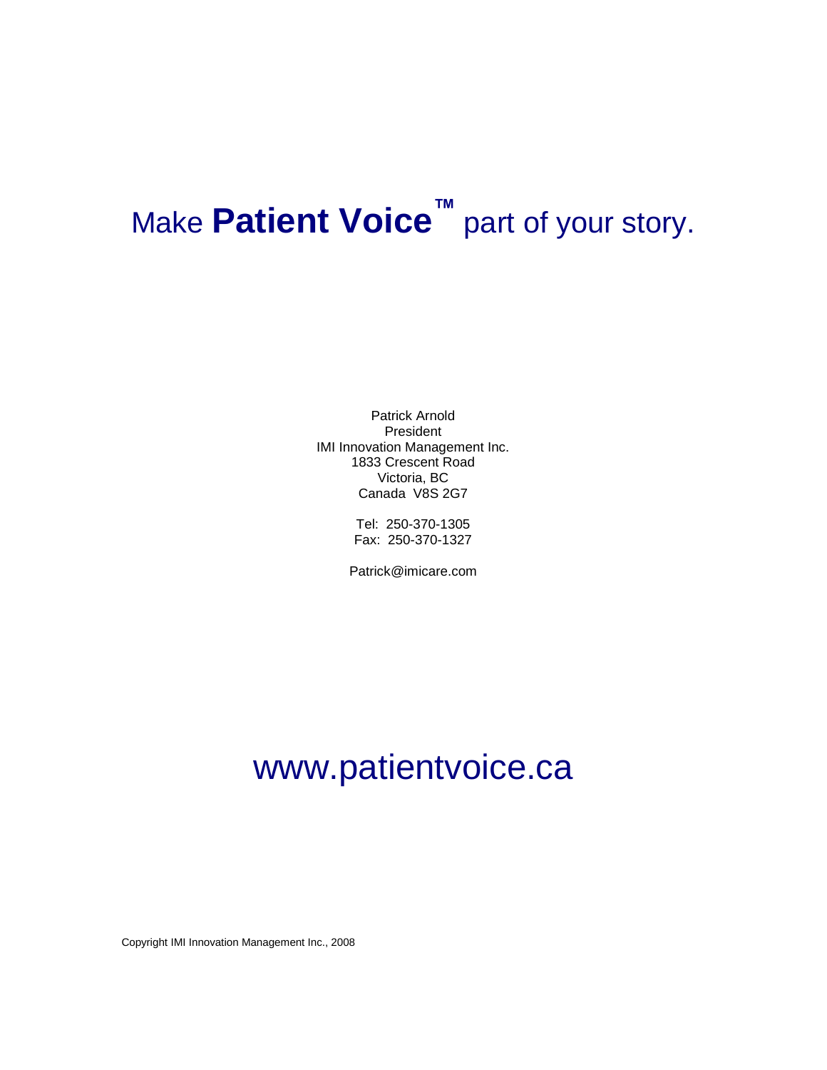# Make **Patient Voice**™ part of your story.

Patrick Arnold  
President  
IMI Innovation Management Inc.  
1833 Crescent Road  
Victoria, BC  
Canada V8S 2G7

Tel: 250-370-1305  
Fax: 250-370-1327

Patrick@imicare.com

## www.patientvoice.ca

Copyright IMI Innovation Management Inc., 2008